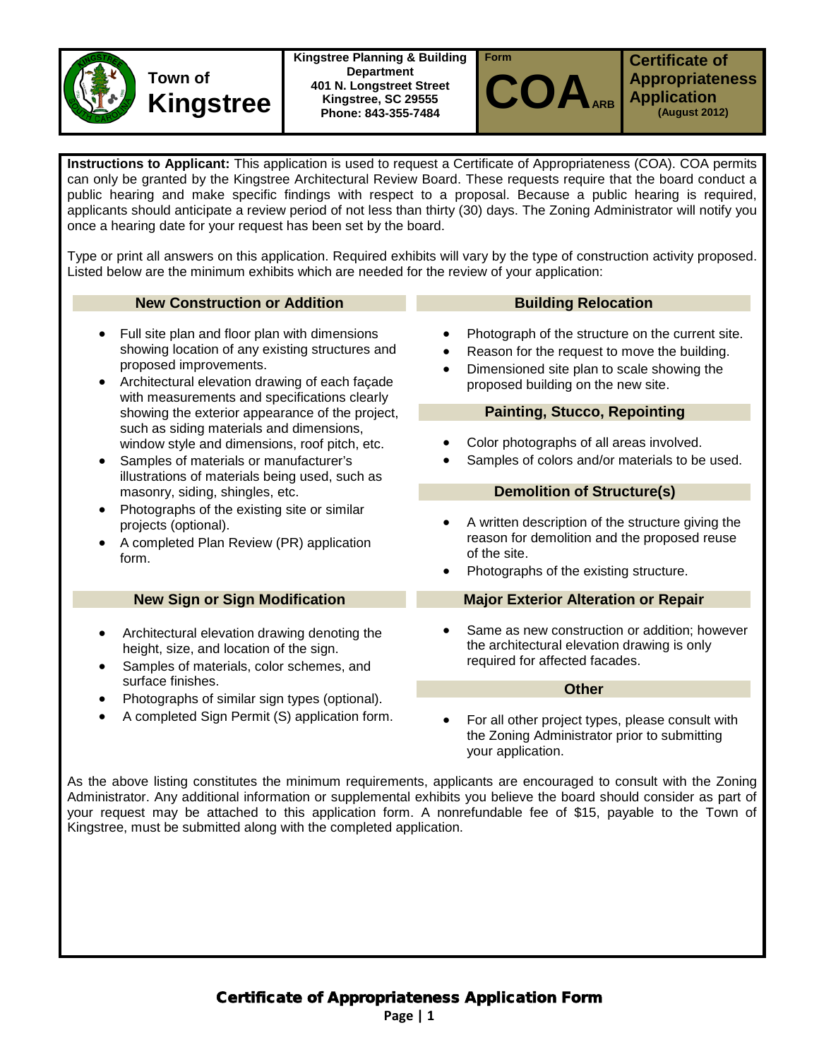# Town of Kingstree

**Kingstree Planning & Building Department**
**401 N. Longstreet Street**
**Kingstree, SC 29555**
**Phone: 843-355-7484**

Form **COA** ARB

**Certificate of Appropriateness Application**
**(August 2012)**

**Instructions to Applicant:** This application is used to request a Certificate of Appropriateness (COA). COA permits can only be granted by the Kingstree Architectural Review Board. These requests require that the board conduct a public hearing and make specific findings with respect to a proposal. Because a public hearing is required, applicants should anticipate a review period of not less than thirty (30) days. The Zoning Administrator will notify you once a hearing date for your request has been set by the board.

Type or print all answers on this application. Required exhibits will vary by the type of construction activity proposed. Listed below are the minimum exhibits which are needed for the review of your application:

### New Construction or Addition

- Full site plan and floor plan with dimensions showing location of any existing structures and proposed improvements.
- Architectural elevation drawing of each façade with measurements and specifications clearly showing the exterior appearance of the project, such as siding materials and dimensions, window style and dimensions, roof pitch, etc.
- Samples of materials or manufacturer's illustrations of materials being used, such as masonry, siding, shingles, etc.
- Photographs of the existing site or similar projects (optional).
- A completed Plan Review (PR) application form.

### New Sign or Sign Modification

- Architectural elevation drawing denoting the height, size, and location of the sign.
- Samples of materials, color schemes, and surface finishes.
- Photographs of similar sign types (optional).
- A completed Sign Permit (S) application form.

### Building Relocation

- Photograph of the structure on the current site.
- Reason for the request to move the building.
- Dimensioned site plan to scale showing the proposed building on the new site.

### Painting, Stucco, Repointing

- Color photographs of all areas involved.
- Samples of colors and/or materials to be used.

### Demolition of Structure(s)

- A written description of the structure giving the reason for demolition and the proposed reuse of the site.
- Photographs of the existing structure.

### Major Exterior Alteration or Repair

- Same as new construction or addition; however the architectural elevation drawing is only required for affected facades.

### Other

- For all other project types, please consult with the Zoning Administrator prior to submitting your application.

As the above listing constitutes the minimum requirements, applicants are encouraged to consult with the Zoning Administrator. Any additional information or supplemental exhibits you believe the board should consider as part of your request may be attached to this application form. A nonrefundable fee of $15, payable to the Town of Kingstree, must be submitted along with the completed application.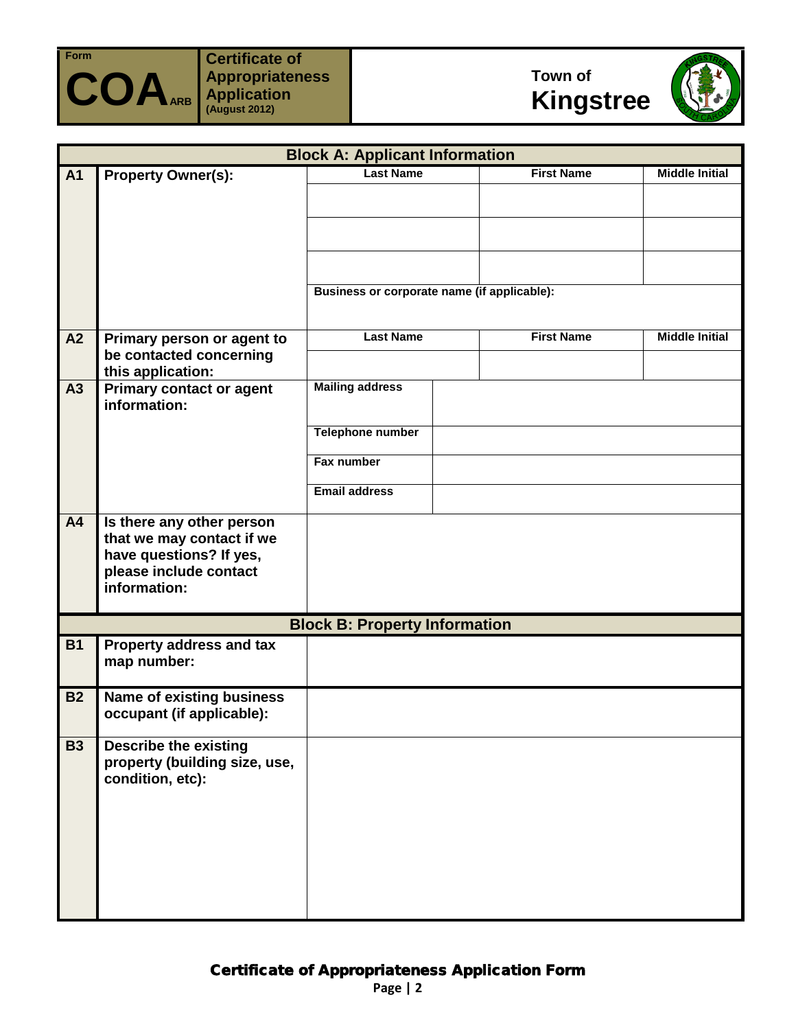Form **COA** ARB

**Certificate of Appropriateness Application (August 2012)**

**Town of Kingstree**

## Block A: Applicant Information

| | | | | |
|---|---|---|---|---|
| **A1** | **Property Owner(s):** | **Last Name** | **First Name** | **Middle Initial** |
| | | | | |
| | | | | |
| | | | | |
| | | **Business or corporate name (if applicable):** | | |
| **A2** | **Primary person or agent to be contacted concerning this application:** | **Last Name** | **First Name** | **Middle Initial** |
| | | | | |
| **A3** | **Primary contact or agent information:** | **Mailing address** | | |
| | | **Telephone number** | | |
| | | **Fax number** | | |
| | | **Email address** | | |
| **A4** | **Is there any other person that we may contact if we have questions? If yes, please include contact information:** | | | |

## Block B: Property Information

| | | |
|---|---|---|
| **B1** | **Property address and tax map number:** | |
| **B2** | **Name of existing business occupant (if applicable):** | |
| **B3** | **Describe the existing property (building size, use, condition, etc):** | |

**Certificate of Appropriateness Application Form**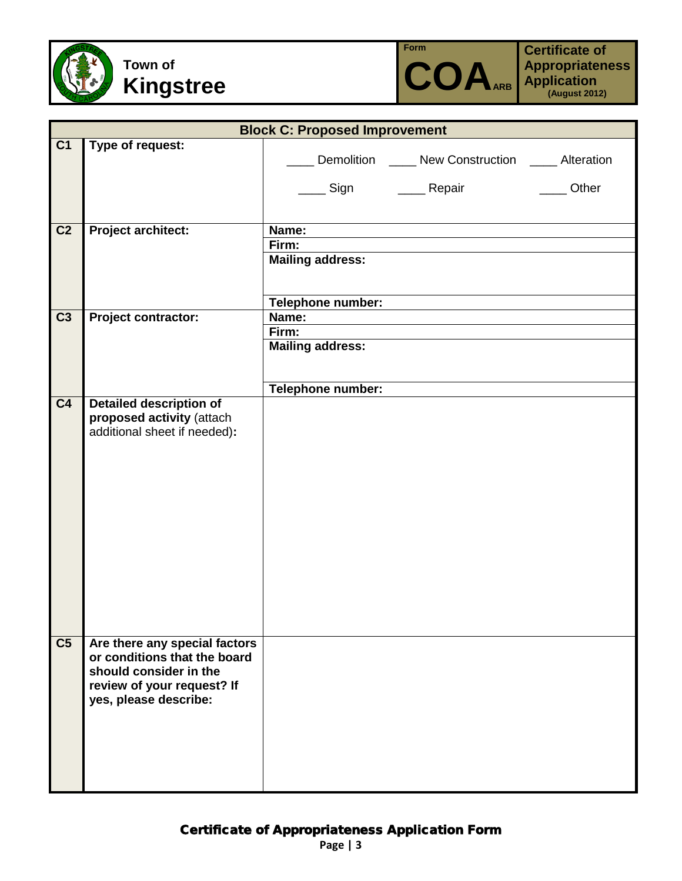Town of
**Kingstree**

Form
**COA** ARB

**Certificate of Appropriateness Application**
**(August 2012)**

| Block C: Proposed Improvement | | |
|---|---|---|
| **C1** | **Type of request:** | ____ Demolition ____ New Construction ____ Alteration<br>____ Sign ____ Repair ____ Other |
| **C2** | **Project architect:** | **Name:**<br>**Firm:**<br>**Mailing address:**<br>**Telephone number:** |
| **C3** | **Project contractor:** | **Name:**<br>**Firm:**<br>**Mailing address:**<br>**Telephone number:** |
| **C4** | **Detailed description of proposed activity** (attach additional sheet if needed)**:** | |
| **C5** | **Are there any special factors or conditions that the board should consider in the review of your request? If yes, please describe:** | |

**Certificate of Appropriateness Application Form**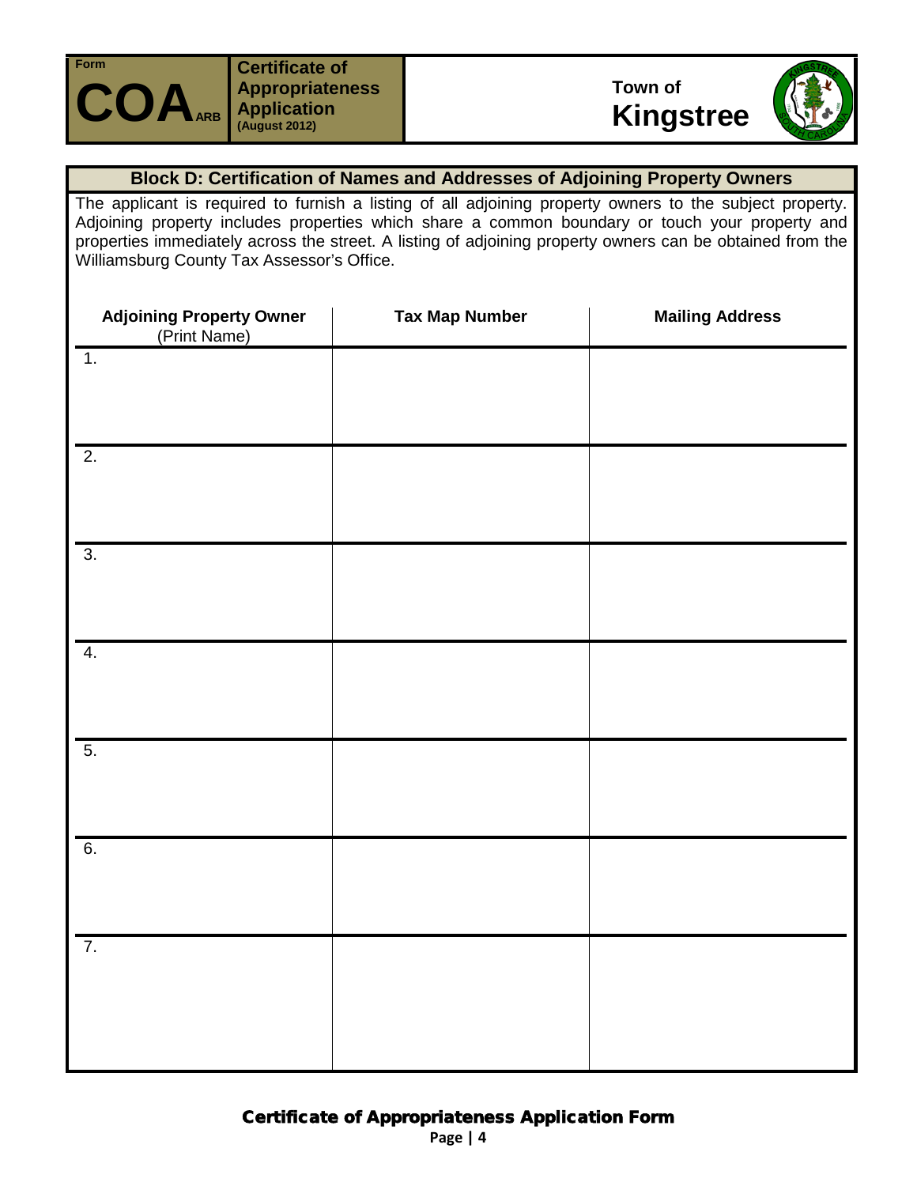Form **COA** ARB **Certificate of Appropriateness Application** (August 2012)

**Town of Kingstree**

## Block D: Certification of Names and Addresses of Adjoining Property Owners

The applicant is required to furnish a listing of all adjoining property owners to the subject property. Adjoining property includes properties which share a common boundary or touch your property and properties immediately across the street. A listing of adjoining property owners can be obtained from the Williamsburg County Tax Assessor's Office.

| Adjoining Property Owner (Print Name) | Tax Map Number | Mailing Address |
| --- | --- | --- |
| 1. | | |
| 2. | | |
| 3. | | |
| 4. | | |
| 5. | | |
| 6. | | |
| 7. | | |

**Certificate of Appropriateness Application Form**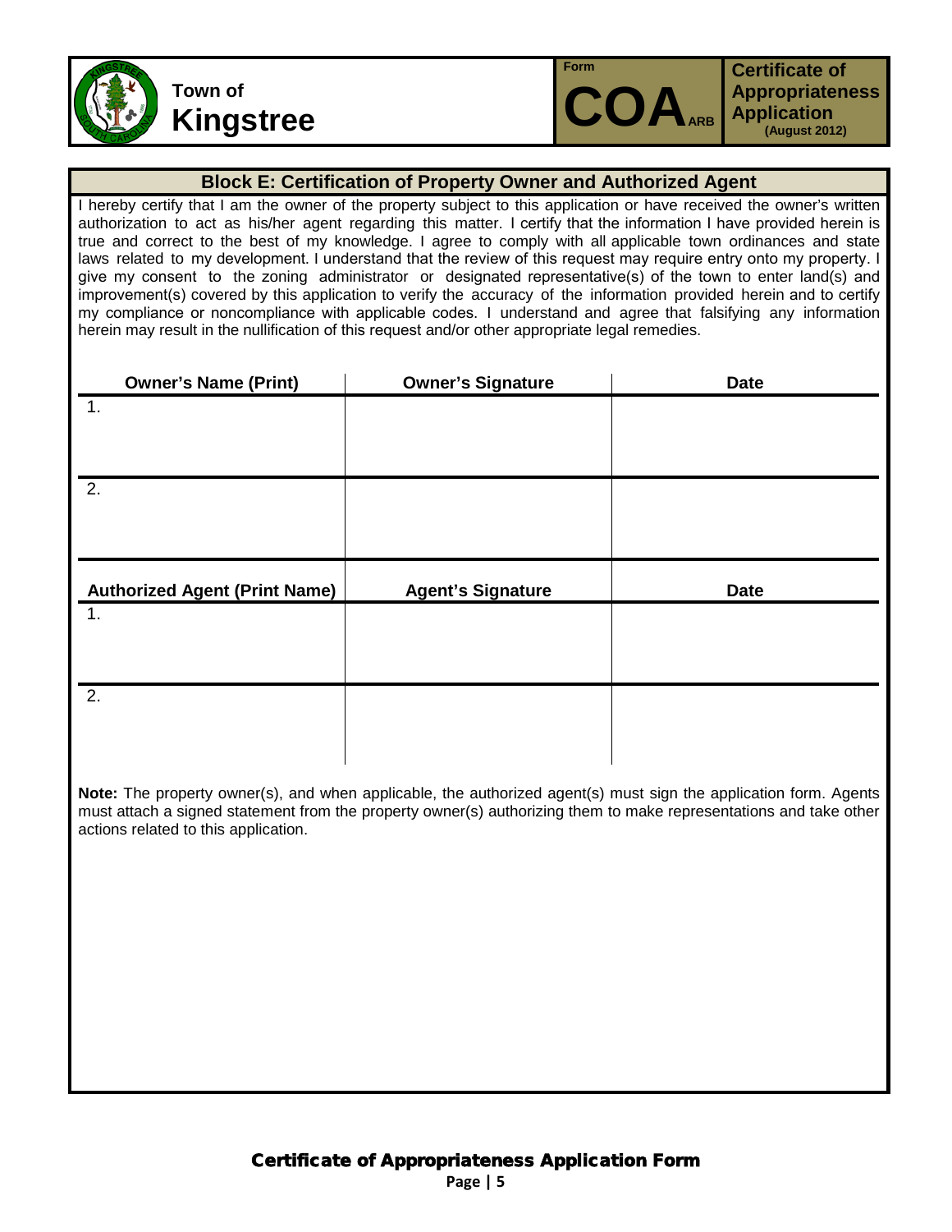Town of **Kingstree**

Form **COA** ARB

**Certificate of Appropriateness Application** (August 2012)

## Block E: Certification of Property Owner and Authorized Agent

I hereby certify that I am the owner of the property subject to this application or have received the owner's written authorization to act as his/her agent regarding this matter. I certify that the information I have provided herein is true and correct to the best of my knowledge. I agree to comply with all applicable town ordinances and state laws related to my development. I understand that the review of this request may require entry onto my property. I give my consent to the zoning administrator or designated representative(s) of the town to enter land(s) and improvement(s) covered by this application to verify the accuracy of the information provided herein and to certify my compliance or noncompliance with applicable codes. I understand and agree that falsifying any information herein may result in the nullification of this request and/or other appropriate legal remedies.

| Owner's Name (Print) | Owner's Signature | Date |
|---|---|---|
| 1. | | |
| 2. | | |

| Authorized Agent (Print Name) | Agent's Signature | Date |
|---|---|---|
| 1. | | |
| 2. | | |

**Note:** The property owner(s), and when applicable, the authorized agent(s) must sign the application form. Agents must attach a signed statement from the property owner(s) authorizing them to make representations and take other actions related to this application.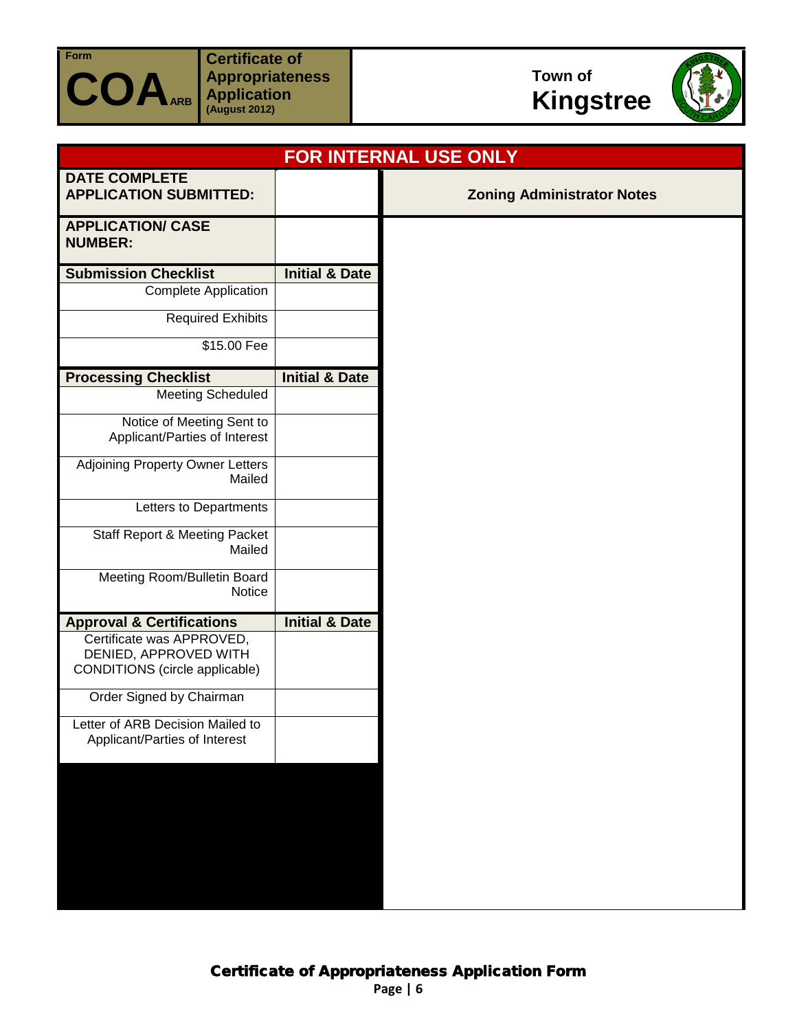Form **COA** ARB

**Certificate of Appropriateness Application (August 2012)**

**Town of Kingstree**

## FOR INTERNAL USE ONLY

| | | |
|---|---|---|
| **DATE COMPLETE APPLICATION SUBMITTED:** | | **Zoning Administrator Notes** |
| **APPLICATION/ CASE NUMBER:** | | |
| **Submission Checklist** | **Initial & Date** | |
| Complete Application | | |
| Required Exhibits | | |
| $15.00 Fee | | |
| **Processing Checklist** | **Initial & Date** | |
| Meeting Scheduled | | |
| Notice of Meeting Sent to Applicant/Parties of Interest | | |
| Adjoining Property Owner Letters Mailed | | |
| Letters to Departments | | |
| Staff Report & Meeting Packet Mailed | | |
| Meeting Room/Bulletin Board Notice | | |
| **Approval & Certifications** | **Initial & Date** | |
| Certificate was APPROVED, DENIED, APPROVED WITH CONDITIONS (circle applicable) | | |
| Order Signed by Chairman | | |
| Letter of ARB Decision Mailed to Applicant/Parties of Interest | | |

**Certificate of Appropriateness Application Form**